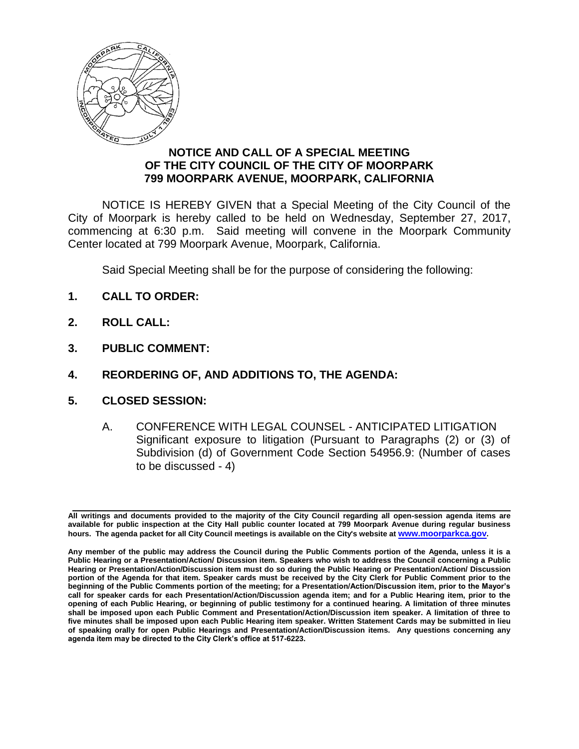# NOTICE AND CALL OF A SPECIAL MEETING OF THE CITY COUNCIL OF THE CITY OF MOORPARK 799 MOORPARK AVENUE, MOORPARK, CALIFORNIA

NOTICE IS HEREBY GIVEN that a Special Meeting of the City Council of the City of Moorpark is hereby called to be held on Wednesday, September 27, 2017, commencing at 6:30 p.m. Said meeting will convene in the Moorpark Community Center located at 799 Moorpark Avenue, Moorpark, California.

Said Special Meeting shall be for the purpose of considering the following:

**1. CALL TO ORDER:**

**2. ROLL CALL:**

**3. PUBLIC COMMENT:**

**4. REORDERING OF, AND ADDITIONS TO, THE AGENDA:**

**5. CLOSED SESSION:**

A. CONFERENCE WITH LEGAL COUNSEL - ANTICIPATED LITIGATION Significant exposure to litigation (Pursuant to Paragraphs (2) or (3) of Subdivision (d) of Government Code Section 54956.9: (Number of cases to be discussed - 4)

---

**All writings and documents provided to the majority of the City Council regarding all open-session agenda items are available for public inspection at the City Hall public counter located at 799 Moorpark Avenue during regular business hours. The agenda packet for all City Council meetings is available on the City's website at www.moorparkca.gov.**

**Any member of the public may address the Council during the Public Comments portion of the Agenda, unless it is a Public Hearing or a Presentation/Action/ Discussion item. Speakers who wish to address the Council concerning a Public Hearing or Presentation/Action/Discussion item must do so during the Public Hearing or Presentation/Action/ Discussion portion of the Agenda for that item. Speaker cards must be received by the City Clerk for Public Comment prior to the beginning of the Public Comments portion of the meeting; for a Presentation/Action/Discussion item, prior to the Mayor's call for speaker cards for each Presentation/Action/Discussion agenda item; and for a Public Hearing item, prior to the opening of each Public Hearing, or beginning of public testimony for a continued hearing. A limitation of three minutes shall be imposed upon each Public Comment and Presentation/Action/Discussion item speaker. A limitation of three to five minutes shall be imposed upon each Public Hearing item speaker. Written Statement Cards may be submitted in lieu of speaking orally for open Public Hearings and Presentation/Action/Discussion items. Any questions concerning any agenda item may be directed to the City Clerk's office at 517-6223.**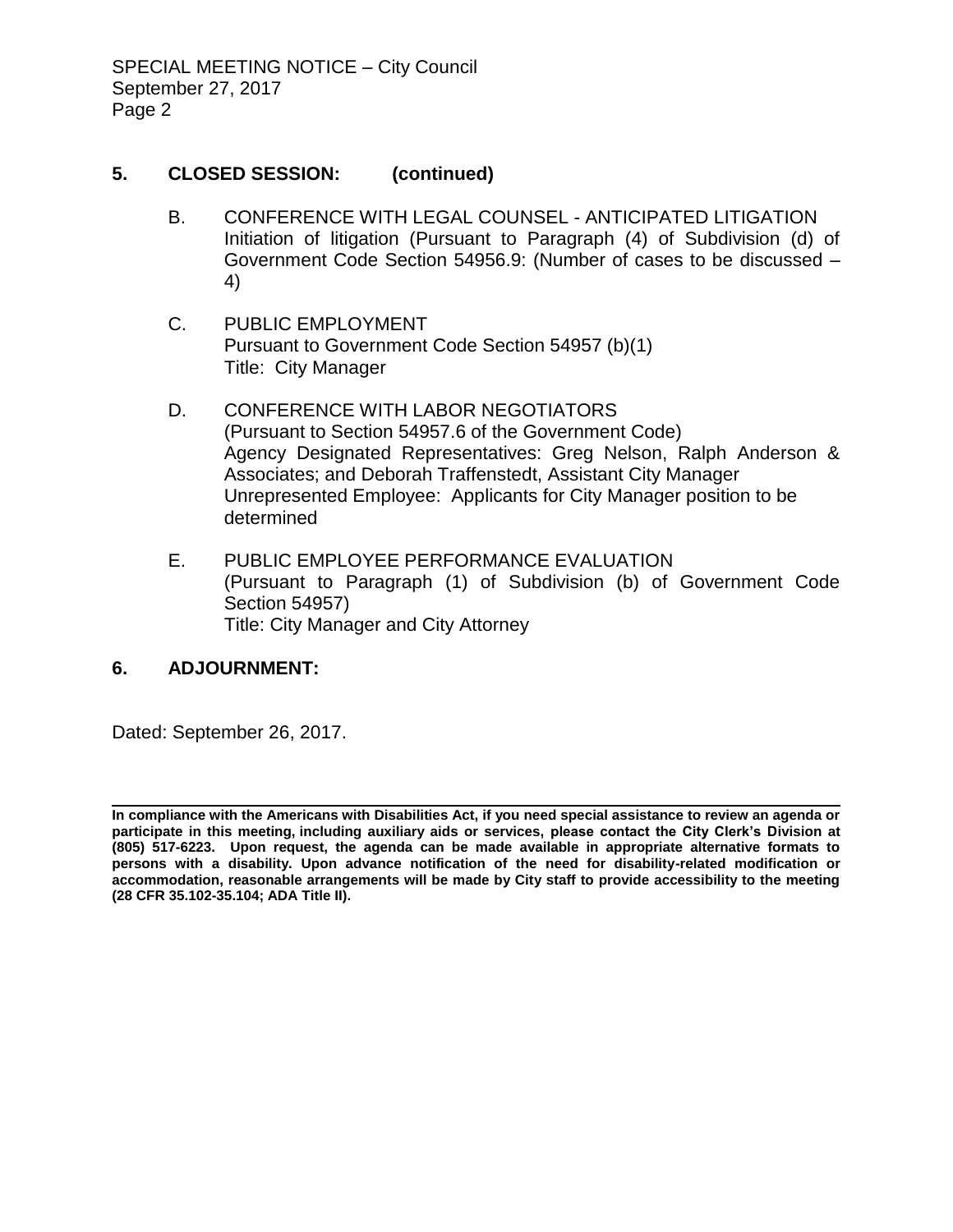## 5. CLOSED SESSION: (continued)

B. CONFERENCE WITH LEGAL COUNSEL - ANTICIPATED LITIGATION
Initiation of litigation (Pursuant to Paragraph (4) of Subdivision (d) of Government Code Section 54956.9: (Number of cases to be discussed – 4)

C. PUBLIC EMPLOYMENT
Pursuant to Government Code Section 54957 (b)(1)
Title: City Manager

D. CONFERENCE WITH LABOR NEGOTIATORS
(Pursuant to Section 54957.6 of the Government Code)
Agency Designated Representatives: Greg Nelson, Ralph Anderson & Associates; and Deborah Traffenstedt, Assistant City Manager
Unrepresented Employee: Applicants for City Manager position to be determined

E. PUBLIC EMPLOYEE PERFORMANCE EVALUATION
(Pursuant to Paragraph (1) of Subdivision (b) of Government Code Section 54957)
Title: City Manager and City Attorney

## 6. ADJOURNMENT:

Dated: September 26, 2017.

---

**In compliance with the Americans with Disabilities Act, if you need special assistance to review an agenda or participate in this meeting, including auxiliary aids or services, please contact the City Clerk's Division at (805) 517-6223. Upon request, the agenda can be made available in appropriate alternative formats to persons with a disability. Upon advance notification of the need for disability-related modification or accommodation, reasonable arrangements will be made by City staff to provide accessibility to the meeting (28 CFR 35.102-35.104; ADA Title II).**